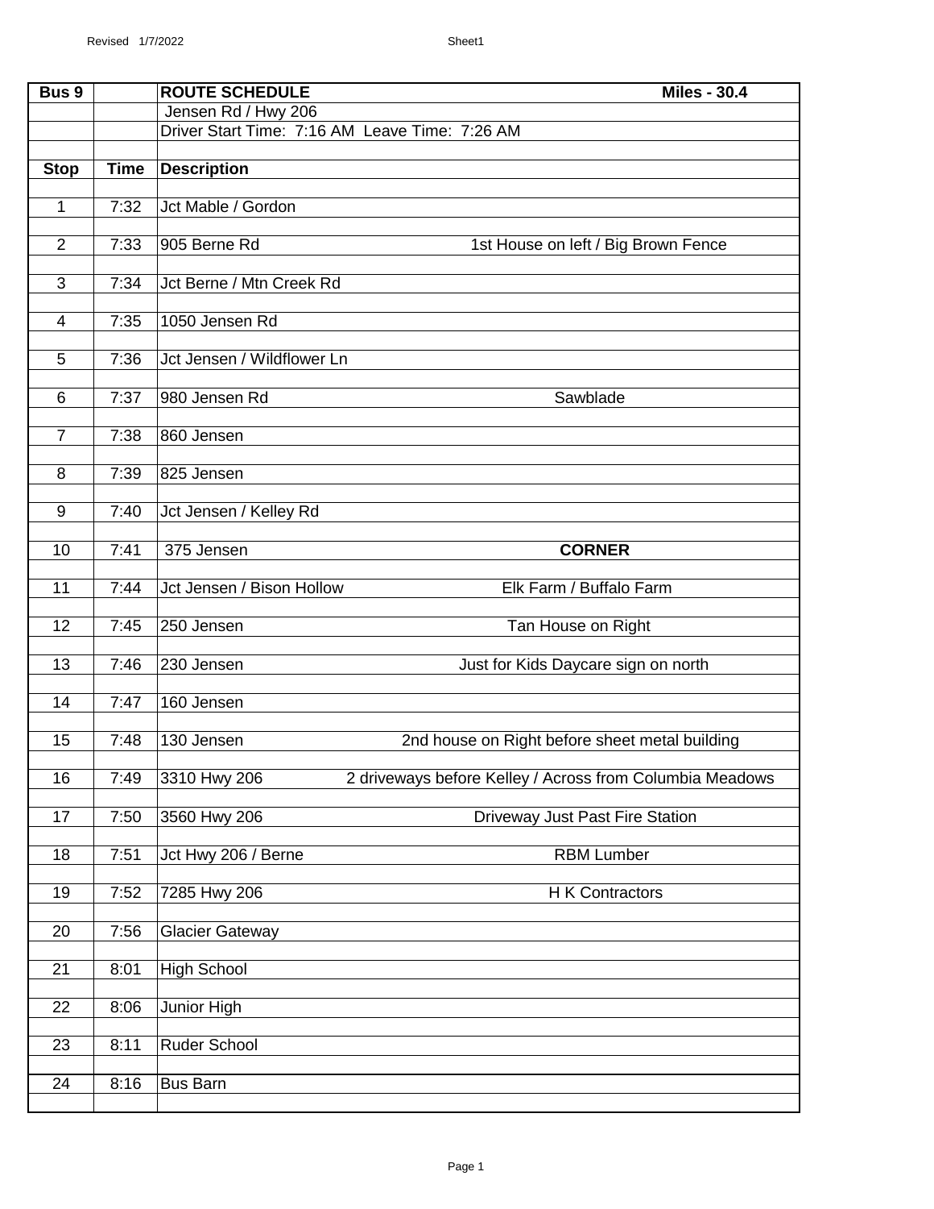| Bus 9 | | ROUTE SCHEDULE | Miles - 30.4 |
|---|---|---|---|
| | | Jensen Rd / Hwy 206 | |
| | | Driver Start Time: 7:16 AM Leave Time: 7:26 AM | |
| **Stop** | **Time** | **Description** | |
| 1 | 7:32 | Jct Mable / Gordon | |
| 2 | 7:33 | 905 Berne Rd | 1st House on left / Big Brown Fence |
| 3 | 7:34 | Jct Berne / Mtn Creek Rd | |
| 4 | 7:35 | 1050 Jensen Rd | |
| 5 | 7:36 | Jct Jensen / Wildflower Ln | |
| 6 | 7:37 | 980 Jensen Rd | Sawblade |
| 7 | 7:38 | 860 Jensen | |
| 8 | 7:39 | 825 Jensen | |
| 9 | 7:40 | Jct Jensen / Kelley Rd | |
| 10 | 7:41 | 375 Jensen | **CORNER** |
| 11 | 7:44 | Jct Jensen / Bison Hollow | Elk Farm / Buffalo Farm |
| 12 | 7:45 | 250 Jensen | Tan House on Right |
| 13 | 7:46 | 230 Jensen | Just for Kids Daycare sign on north |
| 14 | 7:47 | 160 Jensen | |
| 15 | 7:48 | 130 Jensen | 2nd house on Right before sheet metal building |
| 16 | 7:49 | 3310 Hwy 206 | 2 driveways before Kelley / Across from Columbia Meadows |
| 17 | 7:50 | 3560 Hwy 206 | Driveway Just Past Fire Station |
| 18 | 7:51 | Jct Hwy 206 / Berne | RBM Lumber |
| 19 | 7:52 | 7285 Hwy 206 | H K Contractors |
| 20 | 7:56 | Glacier Gateway | |
| 21 | 8:01 | High School | |
| 22 | 8:06 | Junior High | |
| 23 | 8:11 | Ruder School | |
| 24 | 8:16 | Bus Barn | |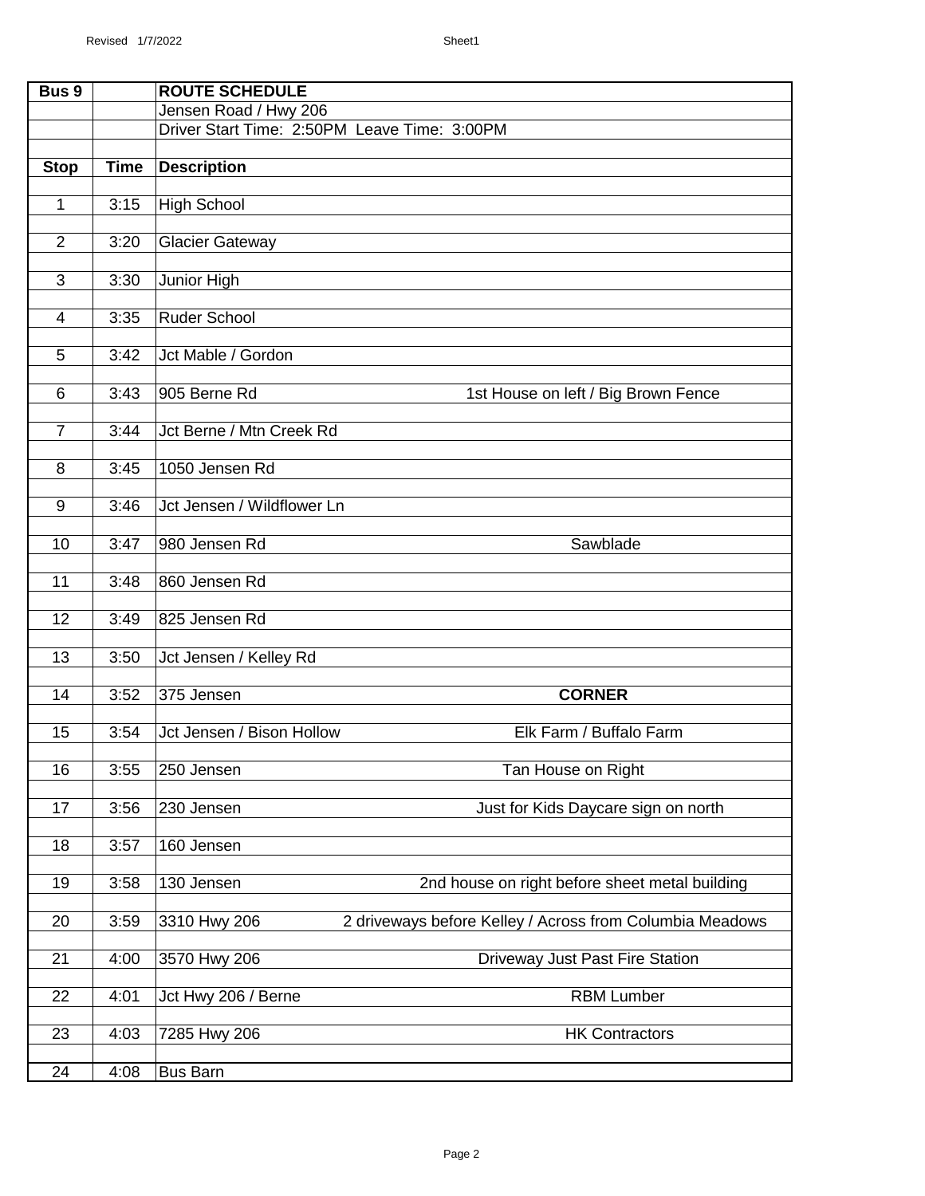| Bus 9 | | ROUTE SCHEDULE | |
|---|---|---|---|
| | | Jensen Road / Hwy 206 | |
| | | Driver Start Time: 2:50PM Leave Time: 3:00PM | |
| **Stop** | **Time** | **Description** | |
| 1 | 3:15 | High School | |
| 2 | 3:20 | Glacier Gateway | |
| 3 | 3:30 | Junior High | |
| 4 | 3:35 | Ruder School | |
| 5 | 3:42 | Jct Mable / Gordon | |
| 6 | 3:43 | 905 Berne Rd | 1st House on left / Big Brown Fence |
| 7 | 3:44 | Jct Berne / Mtn Creek Rd | |
| 8 | 3:45 | 1050 Jensen Rd | |
| 9 | 3:46 | Jct Jensen / Wildflower Ln | |
| 10 | 3:47 | 980 Jensen Rd | Sawblade |
| 11 | 3:48 | 860 Jensen Rd | |
| 12 | 3:49 | 825 Jensen Rd | |
| 13 | 3:50 | Jct Jensen / Kelley Rd | |
| 14 | 3:52 | 375 Jensen | **CORNER** |
| 15 | 3:54 | Jct Jensen / Bison Hollow | Elk Farm / Buffalo Farm |
| 16 | 3:55 | 250 Jensen | Tan House on Right |
| 17 | 3:56 | 230 Jensen | Just for Kids Daycare sign on north |
| 18 | 3:57 | 160 Jensen | |
| 19 | 3:58 | 130 Jensen | 2nd house on right before sheet metal building |
| 20 | 3:59 | 3310 Hwy 206 | 2 driveways before Kelley / Across from Columbia Meadows |
| 21 | 4:00 | 3570 Hwy 206 | Driveway Just Past Fire Station |
| 22 | 4:01 | Jct Hwy 206 / Berne | RBM Lumber |
| 23 | 4:03 | 7285 Hwy 206 | HK Contractors |
| 24 | 4:08 | Bus Barn | |